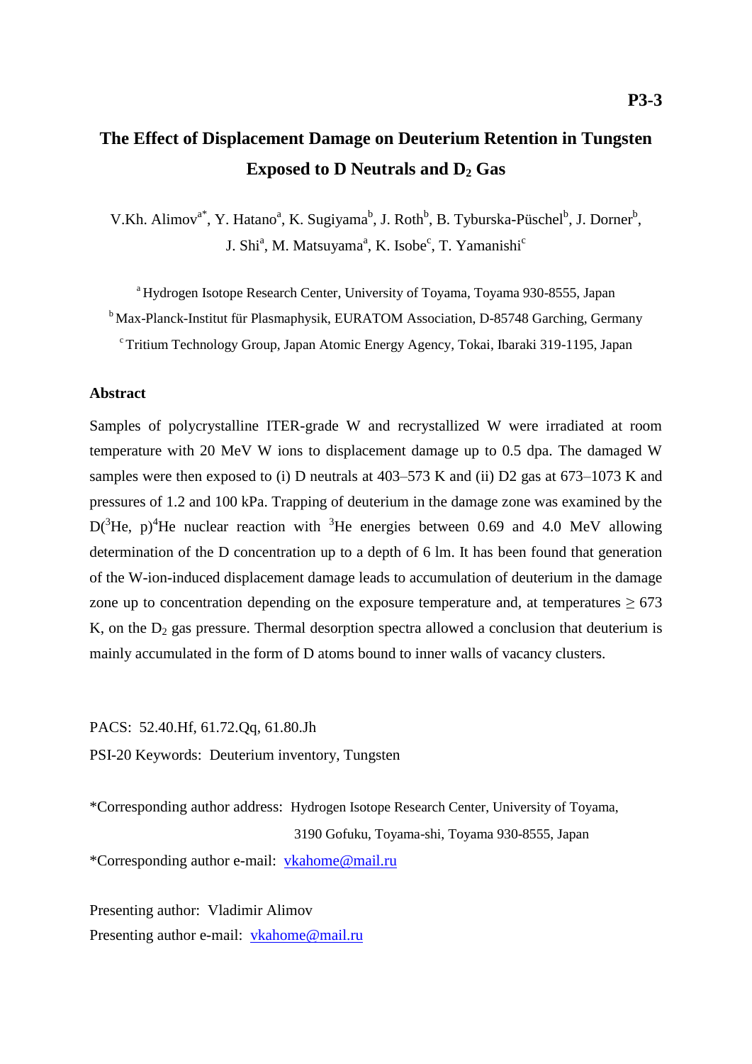P3-3

# The Effect of Displacement Damage on Deuterium Retention in Tungsten Exposed to D Neutrals and $D_2$ Gas

V.Kh. Alimov[a*], Y. Hatano[a], K. Sugiyama[b], J. Roth[b], B. Tyburska-Püschel[b], J. Dorner[b], J. Shi[a], M. Matsuyama[a], K. Isobe[c], T. Yamanishi[c]

[a] Hydrogen Isotope Research Center, University of Toyama, Toyama 930-8555, Japan

[b] Max-Planck-Institut für Plasmaphysik, EURATOM Association, D-85748 Garching, Germany

[c] Tritium Technology Group, Japan Atomic Energy Agency, Tokai, Ibaraki 319-1195, Japan

## Abstract

Samples of polycrystalline ITER-grade W and recrystallized W were irradiated at room temperature with 20 MeV W ions to displacement damage up to 0.5 dpa. The damaged W samples were then exposed to (i) D neutrals at 403–573 K and (ii) D2 gas at 673–1073 K and pressures of 1.2 and 100 kPa. Trapping of deuterium in the damage zone was examined by the $D(^3He, p)^4He$ nuclear reaction with $^3He$ energies between 0.69 and 4.0 MeV allowing determination of the D concentration up to a depth of 6 lm. It has been found that generation of the W-ion-induced displacement damage leads to accumulation of deuterium in the damage zone up to concentration depending on the exposure temperature and, at temperatures ≥ 673 K, on the $D_2$ gas pressure. Thermal desorption spectra allowed a conclusion that deuterium is mainly accumulated in the form of D atoms bound to inner walls of vacancy clusters.

PACS: 52.40.Hf, 61.72.Qq, 61.80.Jh

PSI-20 Keywords: Deuterium inventory, Tungsten

*Corresponding author address: Hydrogen Isotope Research Center, University of Toyama, 3190 Gofuku, Toyama-shi, Toyama 930-8555, Japan

*Corresponding author e-mail: vkahome@mail.ru

Presenting author: Vladimir Alimov

Presenting author e-mail: vkahome@mail.ru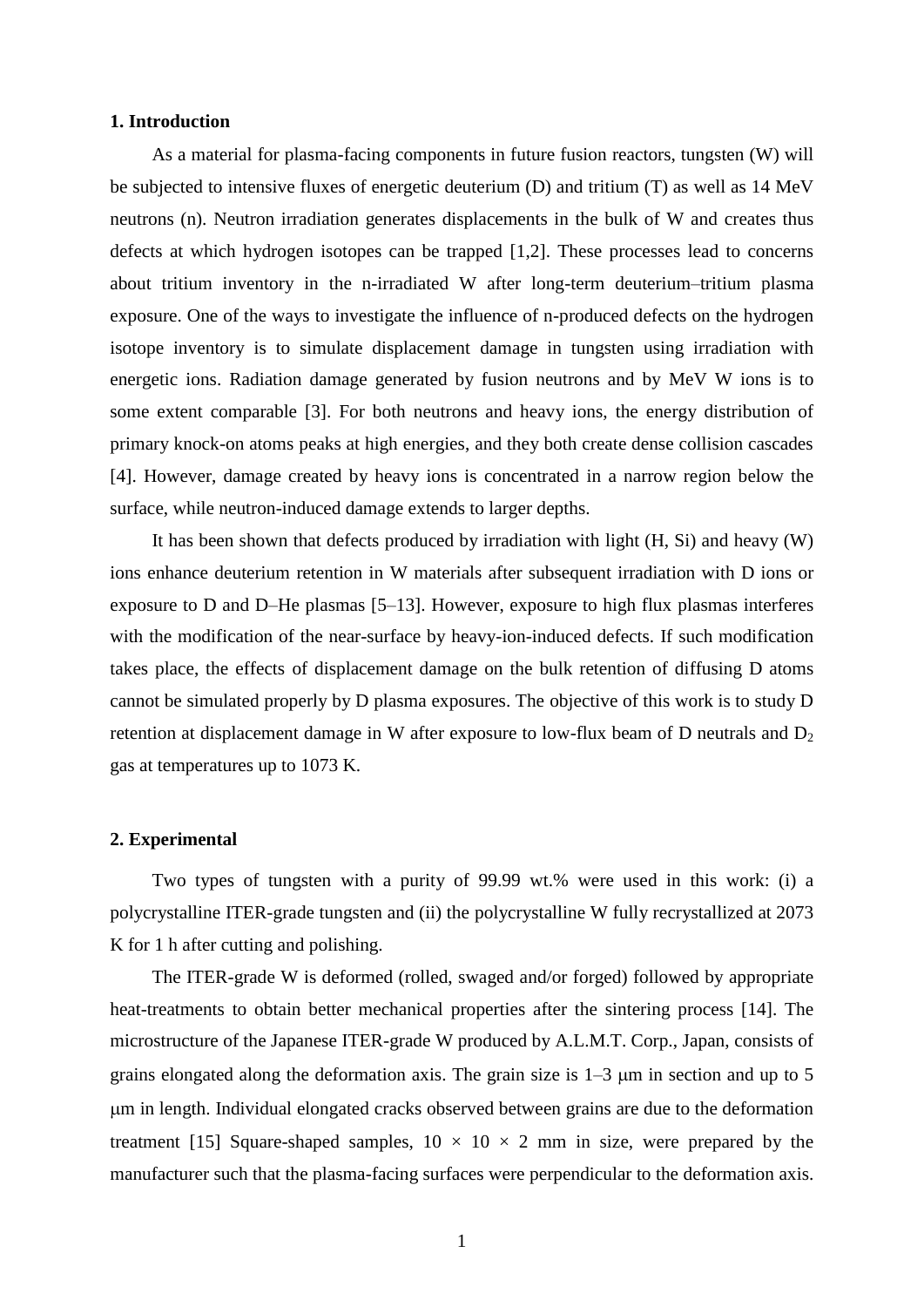## 1. Introduction

As a material for plasma-facing components in future fusion reactors, tungsten (W) will be subjected to intensive fluxes of energetic deuterium (D) and tritium (T) as well as 14 MeV neutrons (n). Neutron irradiation generates displacements in the bulk of W and creates thus defects at which hydrogen isotopes can be trapped [1,2]. These processes lead to concerns about tritium inventory in the n-irradiated W after long-term deuterium–tritium plasma exposure. One of the ways to investigate the influence of n-produced defects on the hydrogen isotope inventory is to simulate displacement damage in tungsten using irradiation with energetic ions. Radiation damage generated by fusion neutrons and by MeV W ions is to some extent comparable [3]. For both neutrons and heavy ions, the energy distribution of primary knock-on atoms peaks at high energies, and they both create dense collision cascades [4]. However, damage created by heavy ions is concentrated in a narrow region below the surface, while neutron-induced damage extends to larger depths.

It has been shown that defects produced by irradiation with light (H, Si) and heavy (W) ions enhance deuterium retention in W materials after subsequent irradiation with D ions or exposure to D and D–He plasmas [5–13]. However, exposure to high flux plasmas interferes with the modification of the near-surface by heavy-ion-induced defects. If such modification takes place, the effects of displacement damage on the bulk retention of diffusing D atoms cannot be simulated properly by D plasma exposures. The objective of this work is to study D retention at displacement damage in W after exposure to low-flux beam of D neutrals and $D_2$ gas at temperatures up to 1073 K.

## 2. Experimental

Two types of tungsten with a purity of 99.99 wt.% were used in this work: (i) a polycrystalline ITER-grade tungsten and (ii) the polycrystalline W fully recrystallized at 2073 K for 1 h after cutting and polishing.

The ITER-grade W is deformed (rolled, swaged and/or forged) followed by appropriate heat-treatments to obtain better mechanical properties after the sintering process [14]. The microstructure of the Japanese ITER-grade W produced by A.L.M.T. Corp., Japan, consists of grains elongated along the deformation axis. The grain size is 1–3 μm in section and up to 5 μm in length. Individual elongated cracks observed between grains are due to the deformation treatment [15] Square-shaped samples, 10 × 10 × 2 mm in size, were prepared by the manufacturer such that the plasma-facing surfaces were perpendicular to the deformation axis.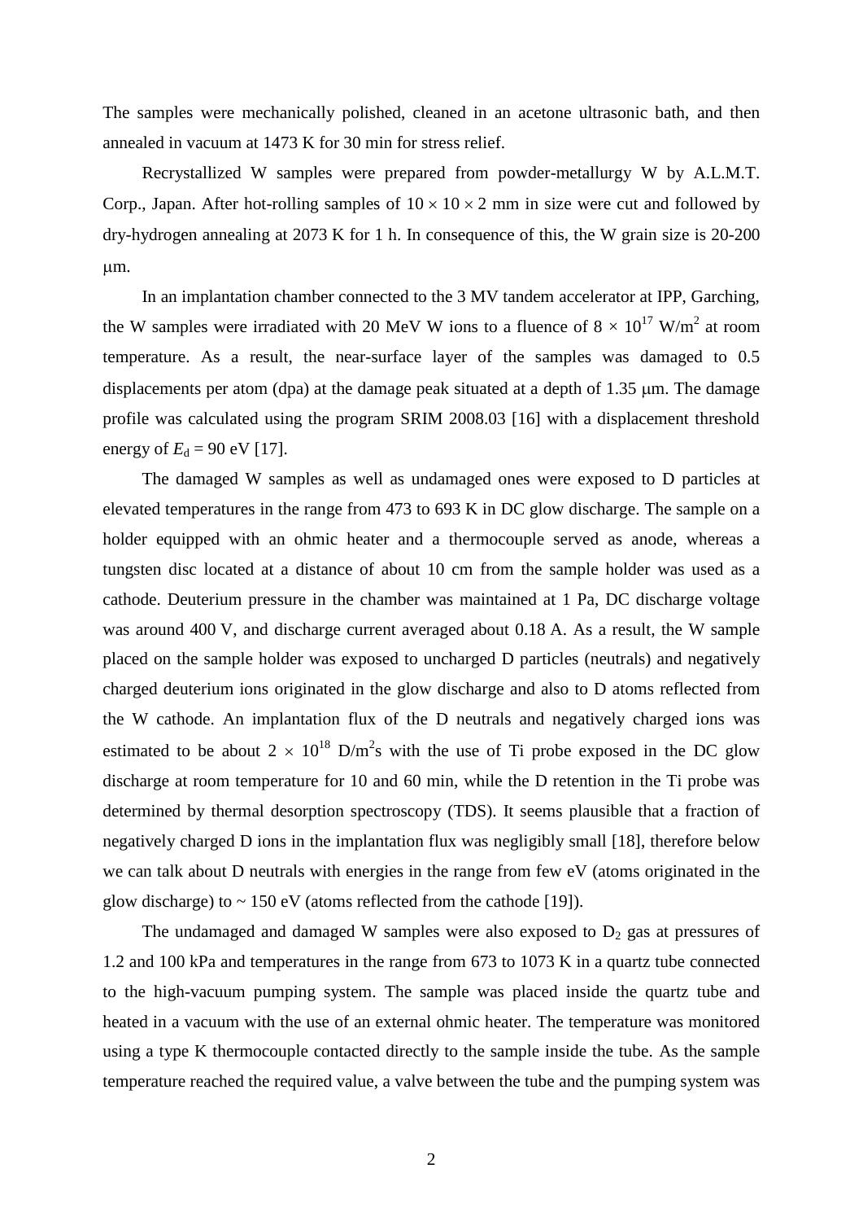The samples were mechanically polished, cleaned in an acetone ultrasonic bath, and then annealed in vacuum at 1473 K for 30 min for stress relief.

Recrystallized W samples were prepared from powder-metallurgy W by A.L.M.T. Corp., Japan. After hot-rolling samples of $10 \times 10 \times 2$ mm in size were cut and followed by dry-hydrogen annealing at 2073 K for 1 h. In consequence of this, the W grain size is 20-200 μm.

In an implantation chamber connected to the 3 MV tandem accelerator at IPP, Garching, the W samples were irradiated with 20 MeV W ions to a fluence of $8 \times 10^{17}$ W/m$^2$ at room temperature. As a result, the near-surface layer of the samples was damaged to 0.5 displacements per atom (dpa) at the damage peak situated at a depth of 1.35 μm. The damage profile was calculated using the program SRIM 2008.03 [16] with a displacement threshold energy of $E_d$ = 90 eV [17].

The damaged W samples as well as undamaged ones were exposed to D particles at elevated temperatures in the range from 473 to 693 K in DC glow discharge. The sample on a holder equipped with an ohmic heater and a thermocouple served as anode, whereas a tungsten disc located at a distance of about 10 cm from the sample holder was used as a cathode. Deuterium pressure in the chamber was maintained at 1 Pa, DC discharge voltage was around 400 V, and discharge current averaged about 0.18 A. As a result, the W sample placed on the sample holder was exposed to uncharged D particles (neutrals) and negatively charged deuterium ions originated in the glow discharge and also to D atoms reflected from the W cathode. An implantation flux of the D neutrals and negatively charged ions was estimated to be about $2 \times 10^{18}$ D/m$^2$s with the use of Ti probe exposed in the DC glow discharge at room temperature for 10 and 60 min, while the D retention in the Ti probe was determined by thermal desorption spectroscopy (TDS). It seems plausible that a fraction of negatively charged D ions in the implantation flux was negligibly small [18], therefore below we can talk about D neutrals with energies in the range from few eV (atoms originated in the glow discharge) to ~ 150 eV (atoms reflected from the cathode [19]).

The undamaged and damaged W samples were also exposed to $D_2$ gas at pressures of 1.2 and 100 kPa and temperatures in the range from 673 to 1073 K in a quartz tube connected to the high-vacuum pumping system. The sample was placed inside the quartz tube and heated in a vacuum with the use of an external ohmic heater. The temperature was monitored using a type K thermocouple contacted directly to the sample inside the tube. As the sample temperature reached the required value, a valve between the tube and the pumping system was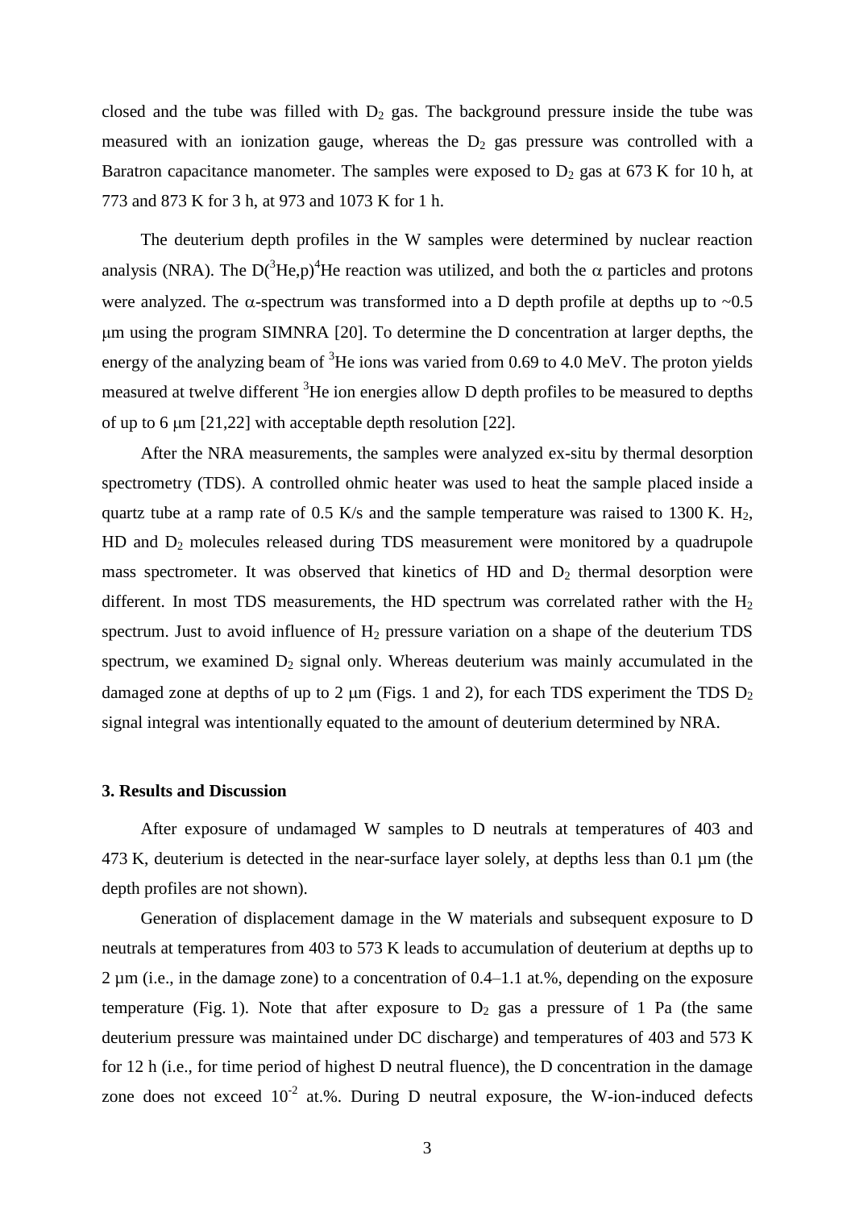closed and the tube was filled with $D_2$ gas. The background pressure inside the tube was measured with an ionization gauge, whereas the $D_2$ gas pressure was controlled with a Baratron capacitance manometer. The samples were exposed to $D_2$ gas at 673 K for 10 h, at 773 and 873 K for 3 h, at 973 and 1073 K for 1 h.

The deuterium depth profiles in the W samples were determined by nuclear reaction analysis (NRA). The $D(^3He,p)^4He$ reaction was utilized, and both the $\alpha$ particles and protons were analyzed. The $\alpha$-spectrum was transformed into a D depth profile at depths up to ~0.5 μm using the program SIMNRA [20]. To determine the D concentration at larger depths, the energy of the analyzing beam of $^3He$ ions was varied from 0.69 to 4.0 MeV. The proton yields measured at twelve different $^3He$ ion energies allow D depth profiles to be measured to depths of up to 6 μm [21,22] with acceptable depth resolution [22].

After the NRA measurements, the samples were analyzed ex-situ by thermal desorption spectrometry (TDS). A controlled ohmic heater was used to heat the sample placed inside a quartz tube at a ramp rate of 0.5 K/s and the sample temperature was raised to 1300 K. $H_2$, HD and $D_2$ molecules released during TDS measurement were monitored by a quadrupole mass spectrometer. It was observed that kinetics of HD and $D_2$ thermal desorption were different. In most TDS measurements, the HD spectrum was correlated rather with the $H_2$ spectrum. Just to avoid influence of $H_2$ pressure variation on a shape of the deuterium TDS spectrum, we examined $D_2$ signal only. Whereas deuterium was mainly accumulated in the damaged zone at depths of up to 2 μm (Figs. 1 and 2), for each TDS experiment the TDS $D_2$ signal integral was intentionally equated to the amount of deuterium determined by NRA.

### 3. Results and Discussion

After exposure of undamaged W samples to D neutrals at temperatures of 403 and 473 K, deuterium is detected in the near-surface layer solely, at depths less than 0.1 µm (the depth profiles are not shown).

Generation of displacement damage in the W materials and subsequent exposure to D neutrals at temperatures from 403 to 573 K leads to accumulation of deuterium at depths up to 2 µm (i.e., in the damage zone) to a concentration of 0.4–1.1 at.%, depending on the exposure temperature (Fig. 1). Note that after exposure to $D_2$ gas a pressure of 1 Pa (the same deuterium pressure was maintained under DC discharge) and temperatures of 403 and 573 K for 12 h (i.e., for time period of highest D neutral fluence), the D concentration in the damage zone does not exceed $10^{-2}$ at.%. During D neutral exposure, the W-ion-induced defects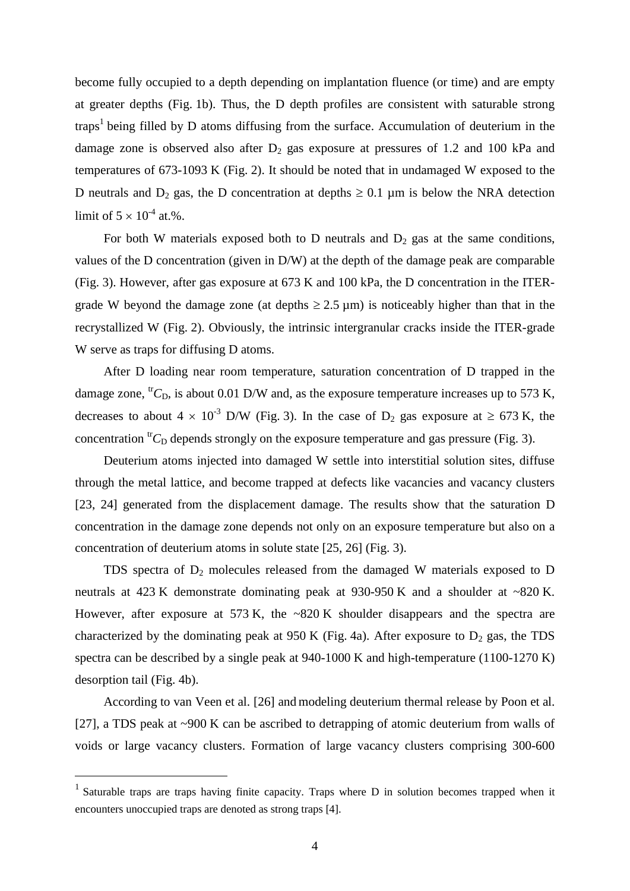become fully occupied to a depth depending on implantation fluence (or time) and are empty at greater depths (Fig. 1b). Thus, the D depth profiles are consistent with saturable strong traps[1] being filled by D atoms diffusing from the surface. Accumulation of deuterium in the damage zone is observed also after $D_2$ gas exposure at pressures of 1.2 and 100 kPa and temperatures of 673-1093 K (Fig. 2). It should be noted that in undamaged W exposed to the D neutrals and $D_2$ gas, the D concentration at depths $\geq 0.1$ μm is below the NRA detection limit of $5 \times 10^{-4}$ at.%.

For both W materials exposed both to D neutrals and $D_2$ gas at the same conditions, values of the D concentration (given in D/W) at the depth of the damage peak are comparable (Fig. 3). However, after gas exposure at 673 K and 100 kPa, the D concentration in the ITER-grade W beyond the damage zone (at depths $\geq 2.5$ μm) is noticeably higher than that in the recrystallized W (Fig. 2). Obviously, the intrinsic intergranular cracks inside the ITER-grade W serve as traps for diffusing D atoms.

After D loading near room temperature, saturation concentration of D trapped in the damage zone, ${}^{tr}C_D$, is about 0.01 D/W and, as the exposure temperature increases up to 573 K, decreases to about $4 \times 10^{-3}$ D/W (Fig. 3). In the case of $D_2$ gas exposure at $\geq 673$ K, the concentration ${}^{tr}C_D$ depends strongly on the exposure temperature and gas pressure (Fig. 3).

Deuterium atoms injected into damaged W settle into interstitial solution sites, diffuse through the metal lattice, and become trapped at defects like vacancies and vacancy clusters [23, 24] generated from the displacement damage. The results show that the saturation D concentration in the damage zone depends not only on an exposure temperature but also on a concentration of deuterium atoms in solute state [25, 26] (Fig. 3).

TDS spectra of $D_2$ molecules released from the damaged W materials exposed to D neutrals at 423 K demonstrate dominating peak at 930-950 K and a shoulder at ~820 K. However, after exposure at 573 K, the ~820 K shoulder disappears and the spectra are characterized by the dominating peak at 950 K (Fig. 4a). After exposure to $D_2$ gas, the TDS spectra can be described by a single peak at 940-1000 K and high-temperature (1100-1270 K) desorption tail (Fig. 4b).

According to van Veen et al. [26] and modeling deuterium thermal release by Poon et al. [27], a TDS peak at ~900 K can be ascribed to detrapping of atomic deuterium from walls of voids or large vacancy clusters. Formation of large vacancy clusters comprising 300-600

[1] Saturable traps are traps having finite capacity. Traps where D in solution becomes trapped when it encounters unoccupied traps are denoted as strong traps [4].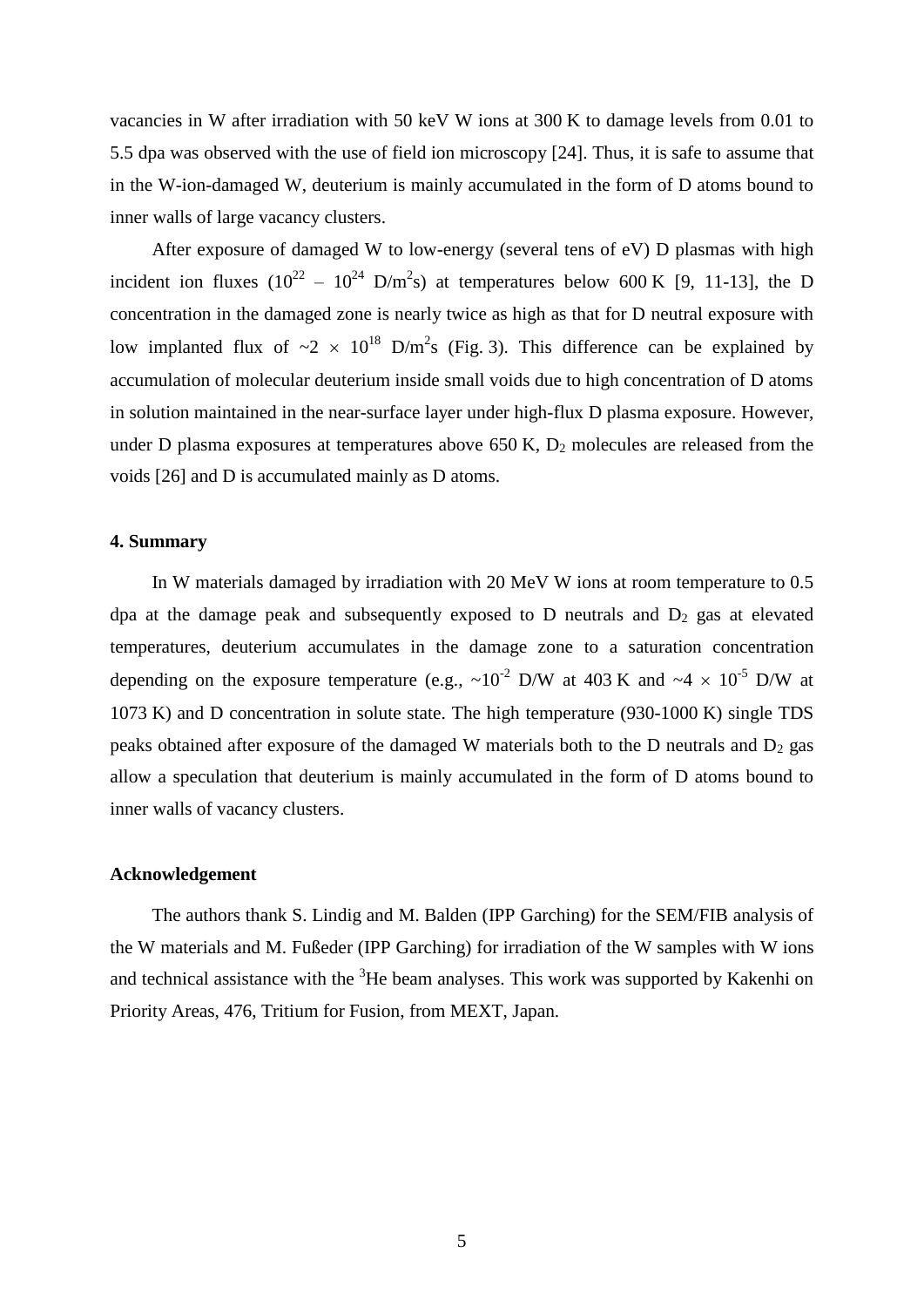vacancies in W after irradiation with 50 keV W ions at 300 K to damage levels from 0.01 to 5.5 dpa was observed with the use of field ion microscopy [24]. Thus, it is safe to assume that in the W-ion-damaged W, deuterium is mainly accumulated in the form of D atoms bound to inner walls of large vacancy clusters.

After exposure of damaged W to low-energy (several tens of eV) D plasmas with high incident ion fluxes ($10^{22}$ – $10^{24}$ D/m$^2$s) at temperatures below 600 K [9, 11-13], the D concentration in the damaged zone is nearly twice as high as that for D neutral exposure with low implanted flux of $\sim 2 \times 10^{18}$ D/m$^2$s (Fig. 3). This difference can be explained by accumulation of molecular deuterium inside small voids due to high concentration of D atoms in solution maintained in the near-surface layer under high-flux D plasma exposure. However, under D plasma exposures at temperatures above 650 K, $D_2$ molecules are released from the voids [26] and D is accumulated mainly as D atoms.

## 4. Summary

In W materials damaged by irradiation with 20 MeV W ions at room temperature to 0.5 dpa at the damage peak and subsequently exposed to D neutrals and $D_2$ gas at elevated temperatures, deuterium accumulates in the damage zone to a saturation concentration depending on the exposure temperature (e.g., $\sim 10^{-2}$ D/W at 403 K and $\sim 4 \times 10^{-5}$ D/W at 1073 K) and D concentration in solute state. The high temperature (930-1000 K) single TDS peaks obtained after exposure of the damaged W materials both to the D neutrals and $D_2$ gas allow a speculation that deuterium is mainly accumulated in the form of D atoms bound to inner walls of vacancy clusters.

## Acknowledgement

The authors thank S. Lindig and M. Balden (IPP Garching) for the SEM/FIB analysis of the W materials and M. Fußeder (IPP Garching) for irradiation of the W samples with W ions and technical assistance with the $^3$He beam analyses. This work was supported by Kakenhi on Priority Areas, 476, Tritium for Fusion, from MEXT, Japan.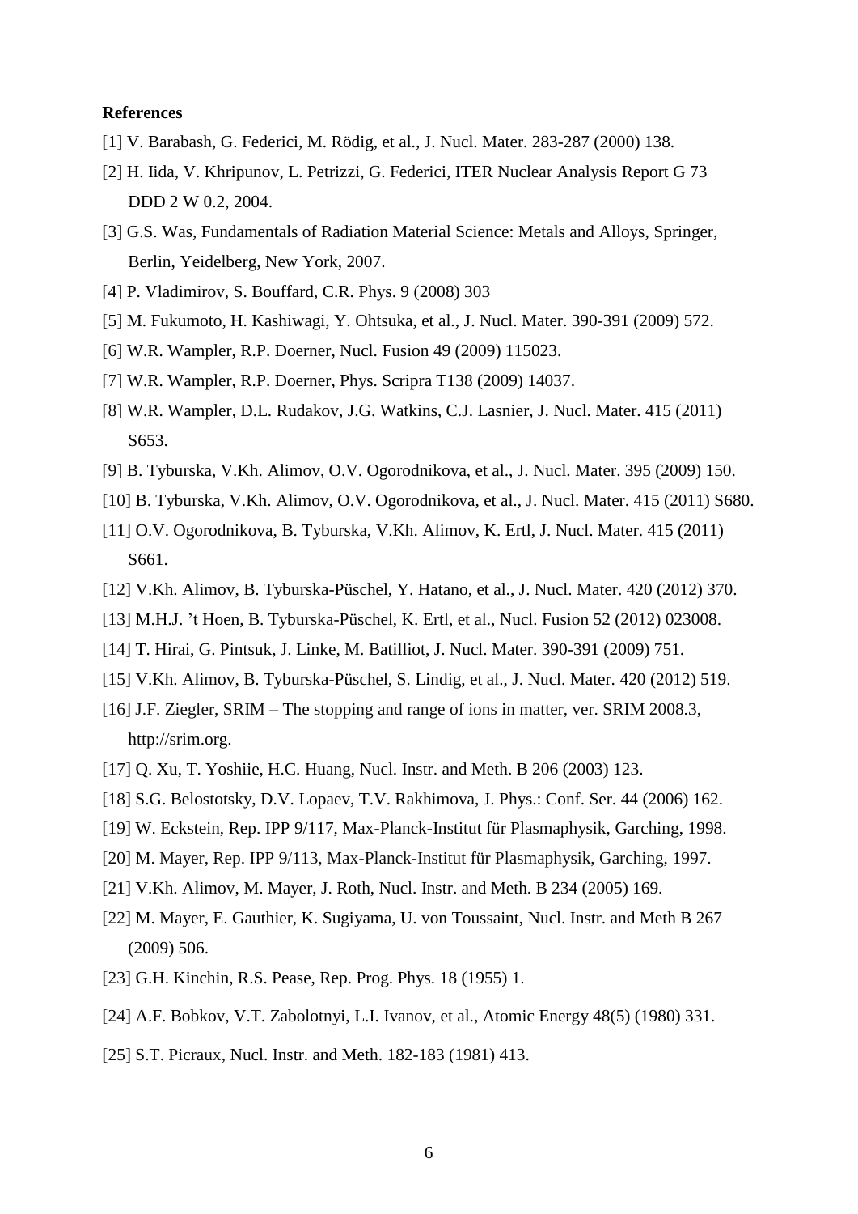**References**

[1] V. Barabash, G. Federici, M. Rödig, et al., J. Nucl. Mater. 283-287 (2000) 138.

[2] H. Iida, V. Khripunov, L. Petrizzi, G. Federici, ITER Nuclear Analysis Report G 73 DDD 2 W 0.2, 2004.

[3] G.S. Was, Fundamentals of Radiation Material Science: Metals and Alloys, Springer, Berlin, Yeidelberg, New York, 2007.

[4] P. Vladimirov, S. Bouffard, C.R. Phys. 9 (2008) 303

[5] M. Fukumoto, H. Kashiwagi, Y. Ohtsuka, et al., J. Nucl. Mater. 390-391 (2009) 572.

[6] W.R. Wampler, R.P. Doerner, Nucl. Fusion 49 (2009) 115023.

[7] W.R. Wampler, R.P. Doerner, Phys. Scripra T138 (2009) 14037.

[8] W.R. Wampler, D.L. Rudakov, J.G. Watkins, C.J. Lasnier, J. Nucl. Mater. 415 (2011) S653.

[9] B. Tyburska, V.Kh. Alimov, O.V. Ogorodnikova, et al., J. Nucl. Mater. 395 (2009) 150.

[10] B. Tyburska, V.Kh. Alimov, O.V. Ogorodnikova, et al., J. Nucl. Mater. 415 (2011) S680.

[11] O.V. Ogorodnikova, B. Tyburska, V.Kh. Alimov, K. Ertl, J. Nucl. Mater. 415 (2011) S661.

[12] V.Kh. Alimov, B. Tyburska-Püschel, Y. Hatano, et al., J. Nucl. Mater. 420 (2012) 370.

[13] M.H.J. 't Hoen, B. Tyburska-Püschel, K. Ertl, et al., Nucl. Fusion 52 (2012) 023008.

[14] T. Hirai, G. Pintsuk, J. Linke, M. Batilliot, J. Nucl. Mater. 390-391 (2009) 751.

[15] V.Kh. Alimov, B. Tyburska-Püschel, S. Lindig, et al., J. Nucl. Mater. 420 (2012) 519.

[16] J.F. Ziegler, SRIM – The stopping and range of ions in matter, ver. SRIM 2008.3, http://srim.org.

[17] Q. Xu, T. Yoshiie, H.C. Huang, Nucl. Instr. and Meth. B 206 (2003) 123.

[18] S.G. Belostotsky, D.V. Lopaev, T.V. Rakhimova, J. Phys.: Conf. Ser. 44 (2006) 162.

[19] W. Eckstein, Rep. IPP 9/117, Max-Planck-Institut für Plasmaphysik, Garching, 1998.

[20] M. Mayer, Rep. IPP 9/113, Max-Planck-Institut für Plasmaphysik, Garching, 1997.

[21] V.Kh. Alimov, M. Mayer, J. Roth, Nucl. Instr. and Meth. B 234 (2005) 169.

[22] M. Mayer, E. Gauthier, K. Sugiyama, U. von Toussaint, Nucl. Instr. and Meth B 267 (2009) 506.

[23] G.H. Kinchin, R.S. Pease, Rep. Prog. Phys. 18 (1955) 1.

[24] A.F. Bobkov, V.T. Zabolotnyi, L.I. Ivanov, et al., Atomic Energy 48(5) (1980) 331.

[25] S.T. Picraux, Nucl. Instr. and Meth. 182-183 (1981) 413.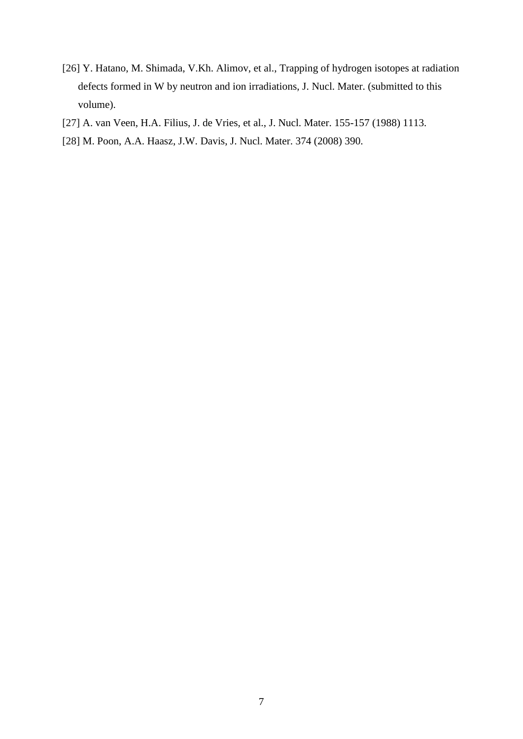[26] Y. Hatano, M. Shimada, V.Kh. Alimov, et al., Trapping of hydrogen isotopes at radiation defects formed in W by neutron and ion irradiations, J. Nucl. Mater. (submitted to this volume).

[27] A. van Veen, H.A. Filius, J. de Vries, et al., J. Nucl. Mater. 155-157 (1988) 1113.

[28] M. Poon, A.A. Haasz, J.W. Davis, J. Nucl. Mater. 374 (2008) 390.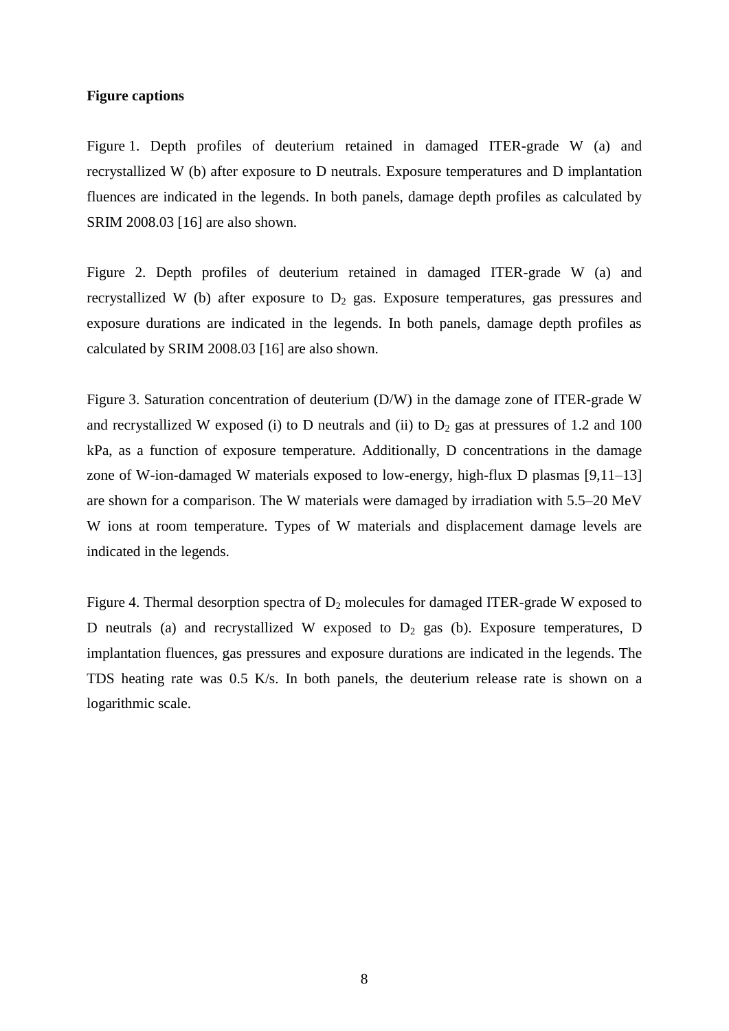**Figure captions**

Figure 1. Depth profiles of deuterium retained in damaged ITER-grade W (a) and recrystallized W (b) after exposure to D neutrals. Exposure temperatures and D implantation fluences are indicated in the legends. In both panels, damage depth profiles as calculated by SRIM 2008.03 [16] are also shown.

Figure 2. Depth profiles of deuterium retained in damaged ITER-grade W (a) and recrystallized W (b) after exposure to $D_2$ gas. Exposure temperatures, gas pressures and exposure durations are indicated in the legends. In both panels, damage depth profiles as calculated by SRIM 2008.03 [16] are also shown.

Figure 3. Saturation concentration of deuterium (D/W) in the damage zone of ITER-grade W and recrystallized W exposed (i) to D neutrals and (ii) to $D_2$ gas at pressures of 1.2 and 100 kPa, as a function of exposure temperature. Additionally, D concentrations in the damage zone of W-ion-damaged W materials exposed to low-energy, high-flux D plasmas [9,11–13] are shown for a comparison. The W materials were damaged by irradiation with 5.5–20 MeV W ions at room temperature. Types of W materials and displacement damage levels are indicated in the legends.

Figure 4. Thermal desorption spectra of $D_2$ molecules for damaged ITER-grade W exposed to D neutrals (a) and recrystallized W exposed to $D_2$ gas (b). Exposure temperatures, D implantation fluences, gas pressures and exposure durations are indicated in the legends. The TDS heating rate was 0.5 K/s. In both panels, the deuterium release rate is shown on a logarithmic scale.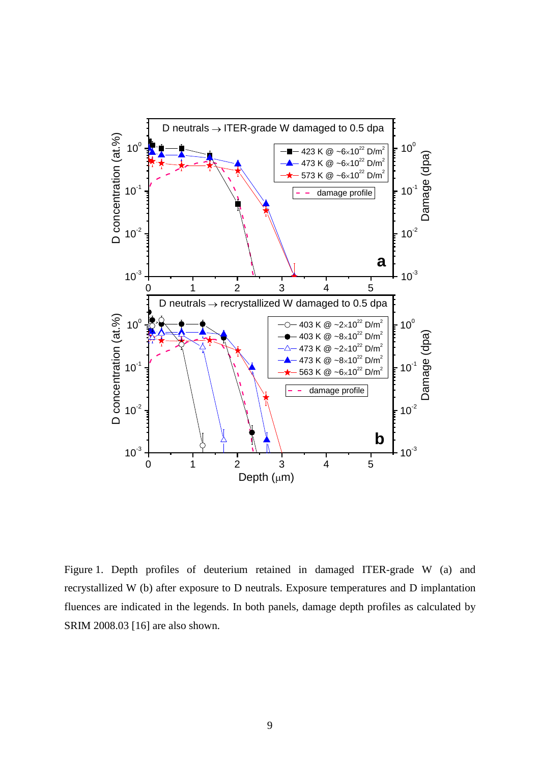Figure 1. Depth profiles of deuterium retained in damaged ITER-grade W (a) and recrystallized W (b) after exposure to D neutrals. Exposure temperatures and D implantation fluences are indicated in the legends. In both panels, damage depth profiles as calculated by SRIM 2008.03 [16] are also shown.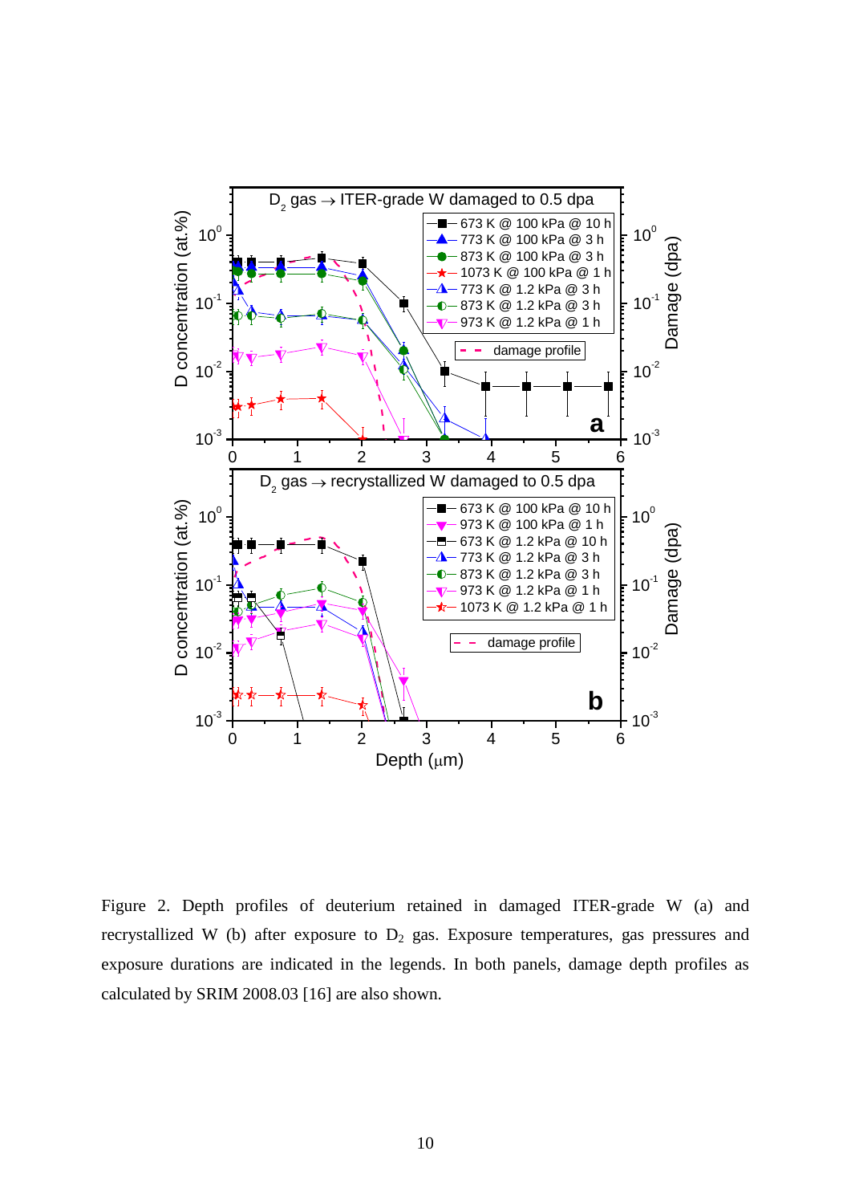Figure 2. Depth profiles of deuterium retained in damaged ITER-grade W (a) and recrystallized W (b) after exposure to $D_2$ gas. Exposure temperatures, gas pressures and exposure durations are indicated in the legends. In both panels, damage depth profiles as calculated by SRIM 2008.03 [16] are also shown.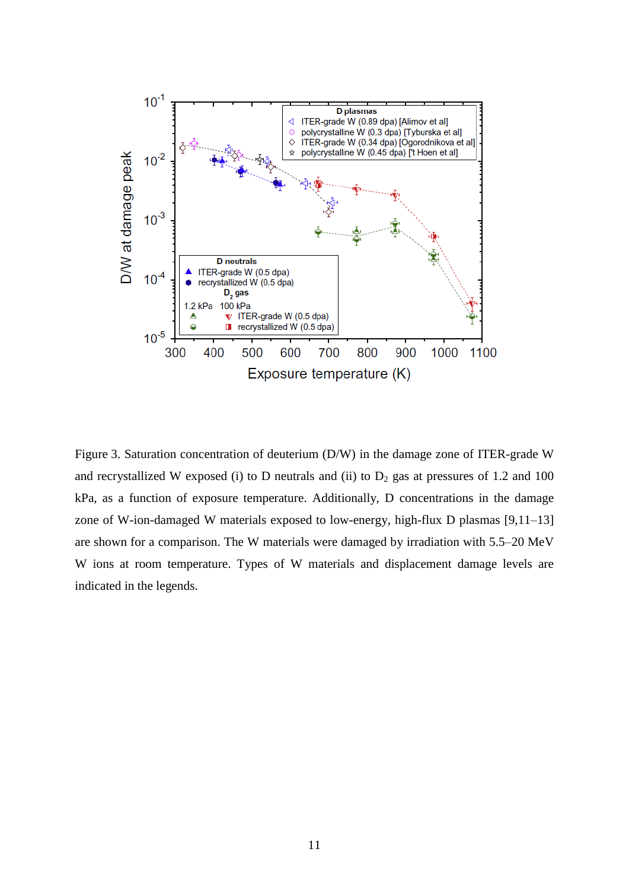Figure 3. Saturation concentration of deuterium (D/W) in the damage zone of ITER-grade W and recrystallized W exposed (i) to D neutrals and (ii) to $D_2$ gas at pressures of 1.2 and 100 kPa, as a function of exposure temperature. Additionally, D concentrations in the damage zone of W-ion-damaged W materials exposed to low-energy, high-flux D plasmas [9,11–13] are shown for a comparison. The W materials were damaged by irradiation with 5.5–20 MeV W ions at room temperature. Types of W materials and displacement damage levels are indicated in the legends.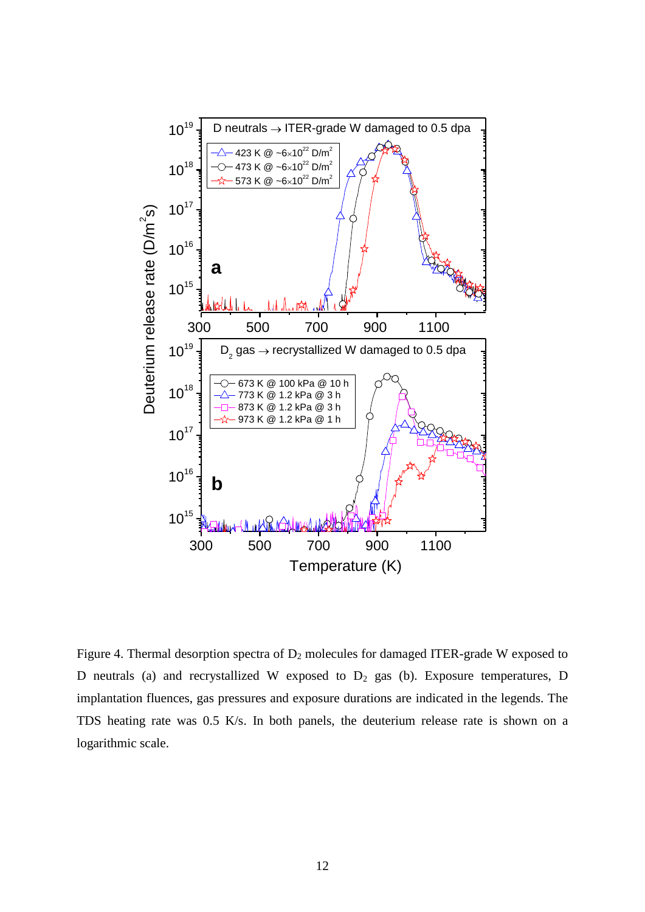D neutrals → ITER-grade W damaged to 0.5 dpa

423 K @ ~6×10$^{22}$ D/m$^2$
473 K @ ~6×10$^{22}$ D/m$^2$
573 K @ ~6×10$^{22}$ D/m$^2$

a

$D_2$ gas → recrystallized W damaged to 0.5 dpa

673 K @ 100 kPa @ 10 h
773 K @ 1.2 kPa @ 3 h
873 K @ 1.2 kPa @ 3 h
973 K @ 1.2 kPa @ 1 h

b

Deuterium release rate (D/m$^2$s)

Temperature (K)

10$^{15}$ 10$^{16}$ 10$^{17}$ 10$^{18}$ 10$^{19}$

300 500 700 900 1100

Figure 4. Thermal desorption spectra of $D_2$ molecules for damaged ITER-grade W exposed to D neutrals (a) and recrystallized W exposed to $D_2$ gas (b). Exposure temperatures, D implantation fluences, gas pressures and exposure durations are indicated in the legends. The TDS heating rate was 0.5 K/s. In both panels, the deuterium release rate is shown on a logarithmic scale.